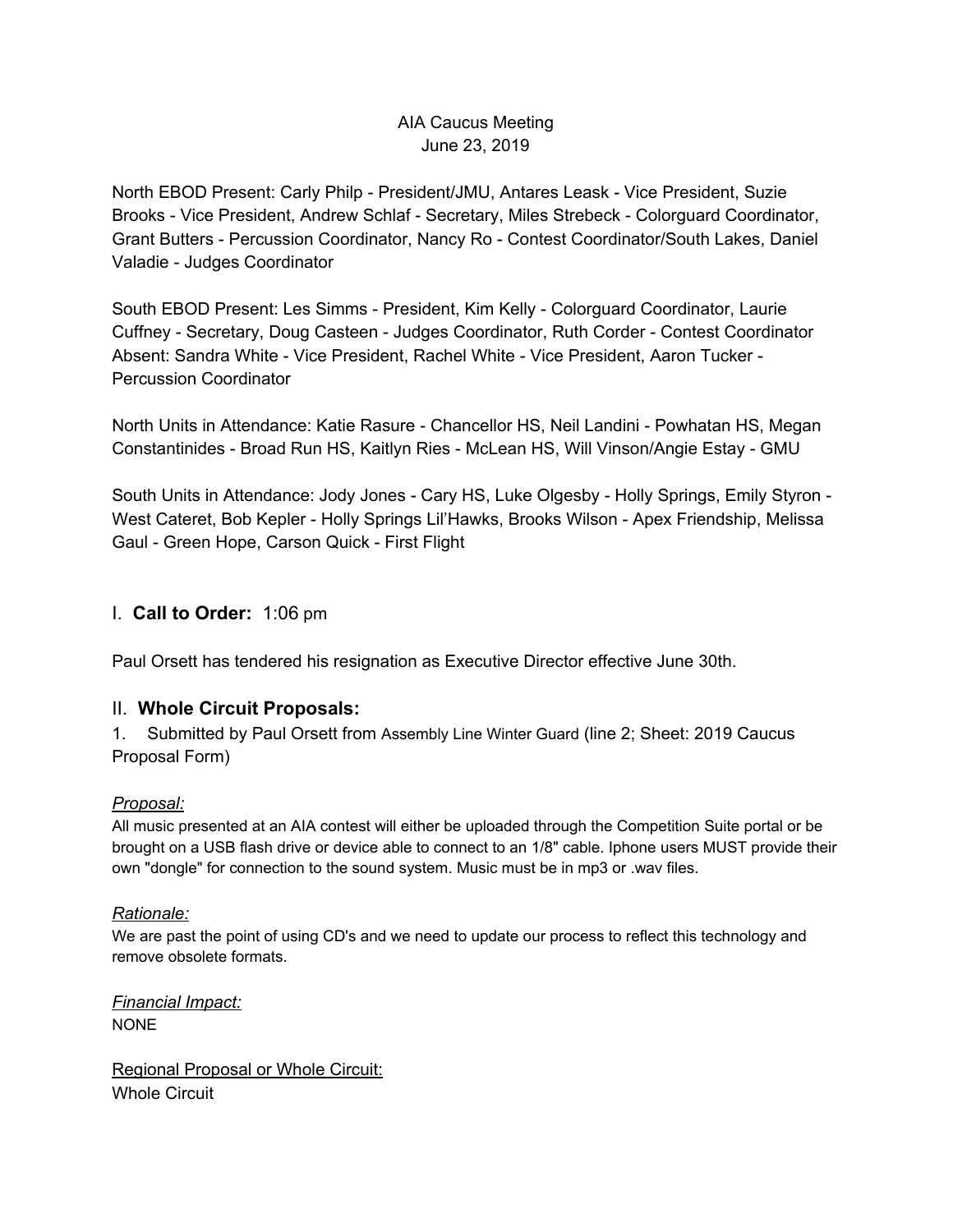# AIA Caucus Meeting
June 23, 2019

North EBOD Present: Carly Philp - President/JMU, Antares Leask - Vice President, Suzie Brooks - Vice President, Andrew Schlaf - Secretary, Miles Strebeck - Colorguard Coordinator, Grant Butters - Percussion Coordinator, Nancy Ro - Contest Coordinator/South Lakes, Daniel Valadie - Judges Coordinator

South EBOD Present: Les Simms - President, Kim Kelly - Colorguard Coordinator, Laurie Cuffney - Secretary, Doug Casteen - Judges Coordinator, Ruth Corder - Contest Coordinator
Absent: Sandra White - Vice President, Rachel White - Vice President, Aaron Tucker - Percussion Coordinator

North Units in Attendance: Katie Rasure - Chancellor HS, Neil Landini - Powhatan HS, Megan Constantinides - Broad Run HS, Kaitlyn Ries - McLean HS, Will Vinson/Angie Estay - GMU

South Units in Attendance: Jody Jones - Cary HS, Luke Olgesby - Holly Springs, Emily Styron - West Cateret, Bob Kepler - Holly Springs Lil'Hawks, Brooks Wilson - Apex Friendship, Melissa Gaul - Green Hope, Carson Quick - First Flight

## I. **Call to Order:** 1:06 pm

Paul Orsett has tendered his resignation as Executive Director effective June 30th.

## II. **Whole Circuit Proposals:**

1. Submitted by Paul Orsett from Assembly Line Winter Guard (line 2; Sheet: 2019 Caucus Proposal Form)

*Proposal:*

All music presented at an AIA contest will either be uploaded through the Competition Suite portal or be brought on a USB flash drive or device able to connect to an 1/8" cable. Iphone users MUST provide their own "dongle" for connection to the sound system. Music must be in mp3 or .wav files.

*Rationale:*

We are past the point of using CD's and we need to update our process to reflect this technology and remove obsolete formats.

*Financial Impact:*

NONE

Regional Proposal or Whole Circuit:

Whole Circuit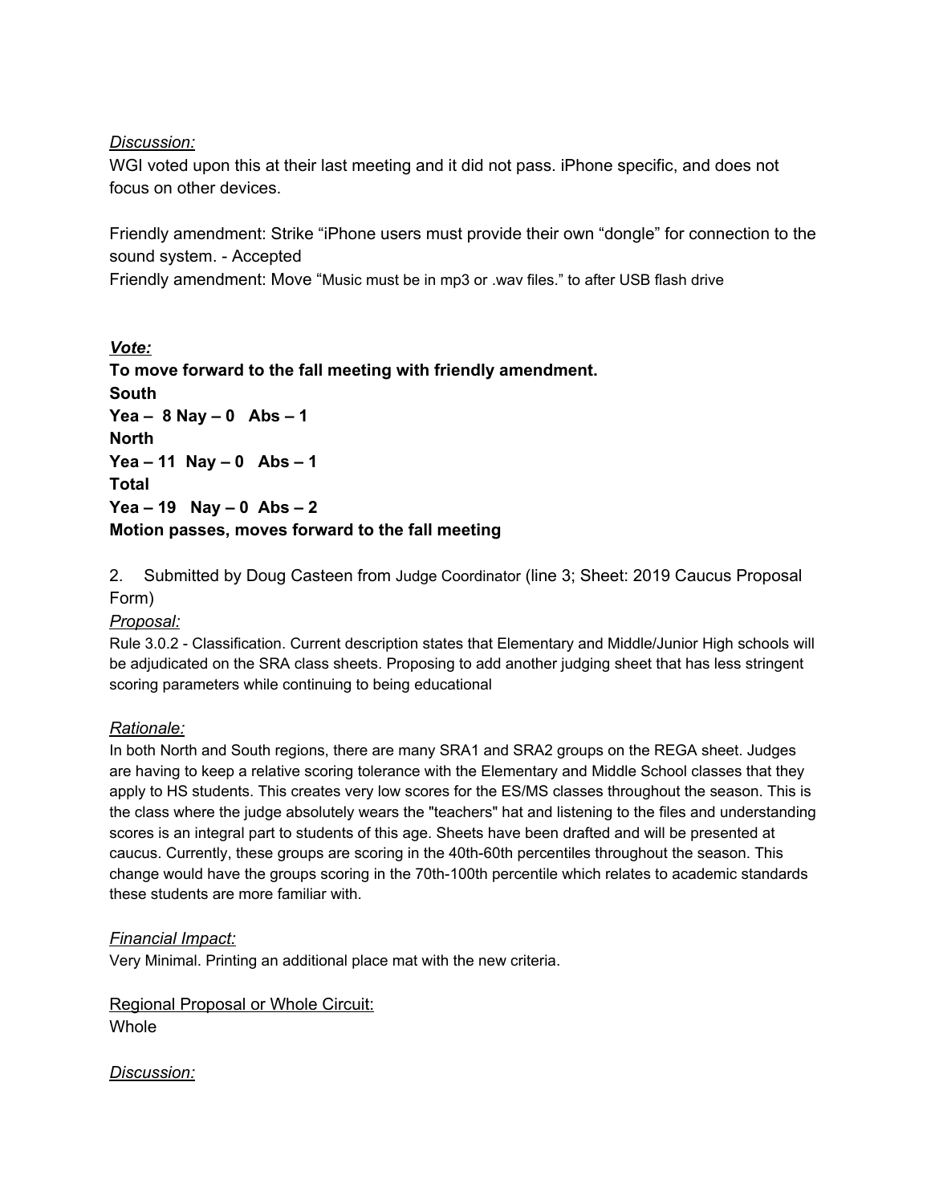*Discussion:*

WGI voted upon this at their last meeting and it did not pass. iPhone specific, and does not focus on other devices.

Friendly amendment: Strike "iPhone users must provide their own "dongle" for connection to the sound system. - Accepted

Friendly amendment: Move "Music must be in mp3 or .wav files." to after USB flash drive

***Vote:***

**To move forward to the fall meeting with friendly amendment.**

**South**

**Yea – 8 Nay – 0 Abs – 1**

**North**

**Yea – 11 Nay – 0 Abs – 1**

**Total**

**Yea – 19 Nay – 0 Abs – 2**

**Motion passes, moves forward to the fall meeting**

2. Submitted by Doug Casteen from Judge Coordinator (line 3; Sheet: 2019 Caucus Proposal Form)

*Proposal:*

Rule 3.0.2 - Classification. Current description states that Elementary and Middle/Junior High schools will be adjudicated on the SRA class sheets. Proposing to add another judging sheet that has less stringent scoring parameters while continuing to being educational

*Rationale:*

In both North and South regions, there are many SRA1 and SRA2 groups on the REGA sheet. Judges are having to keep a relative scoring tolerance with the Elementary and Middle School classes that they apply to HS students. This creates very low scores for the ES/MS classes throughout the season. This is the class where the judge absolutely wears the "teachers" hat and listening to the files and understanding scores is an integral part to students of this age. Sheets have been drafted and will be presented at caucus. Currently, these groups are scoring in the 40th-60th percentiles throughout the season. This change would have the groups scoring in the 70th-100th percentile which relates to academic standards these students are more familiar with.

*Financial Impact:*

Very Minimal. Printing an additional place mat with the new criteria.

Regional Proposal or Whole Circuit:

Whole

*Discussion:*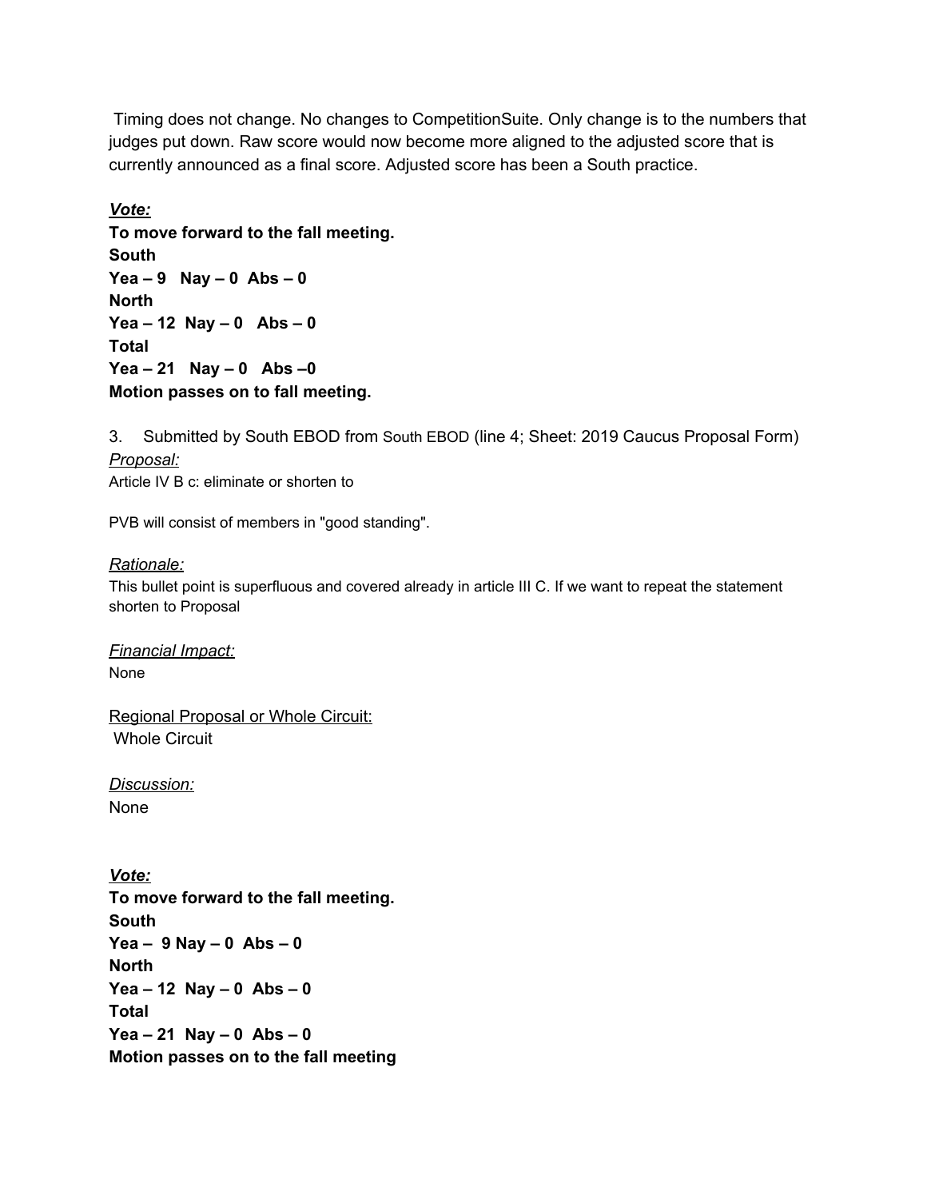Timing does not change. No changes to CompetitionSuite. Only change is to the numbers that judges put down. Raw score would now become more aligned to the adjusted score that is currently announced as a final score. Adjusted score has been a South practice.

***Vote:***

**To move forward to the fall meeting.**
**South**
**Yea – 9 Nay – 0 Abs – 0**
**North**
**Yea – 12 Nay – 0 Abs – 0**
**Total**
**Yea – 21 Nay – 0 Abs –0**
**Motion passes on to fall meeting.**

3. Submitted by South EBOD from South EBOD (line 4; Sheet: 2019 Caucus Proposal Form)

*Proposal:*

Article IV B c: eliminate or shorten to

PVB will consist of members in "good standing".

*Rationale:*

This bullet point is superfluous and covered already in article III C. If we want to repeat the statement shorten to Proposal

*Financial Impact:*

None

Regional Proposal or Whole Circuit:

Whole Circuit

*Discussion:*

None

***Vote:***

**To move forward to the fall meeting.**
**South**
**Yea – 9 Nay – 0 Abs – 0**
**North**
**Yea – 12 Nay – 0 Abs – 0**
**Total**
**Yea – 21 Nay – 0 Abs – 0**
**Motion passes on to the fall meeting**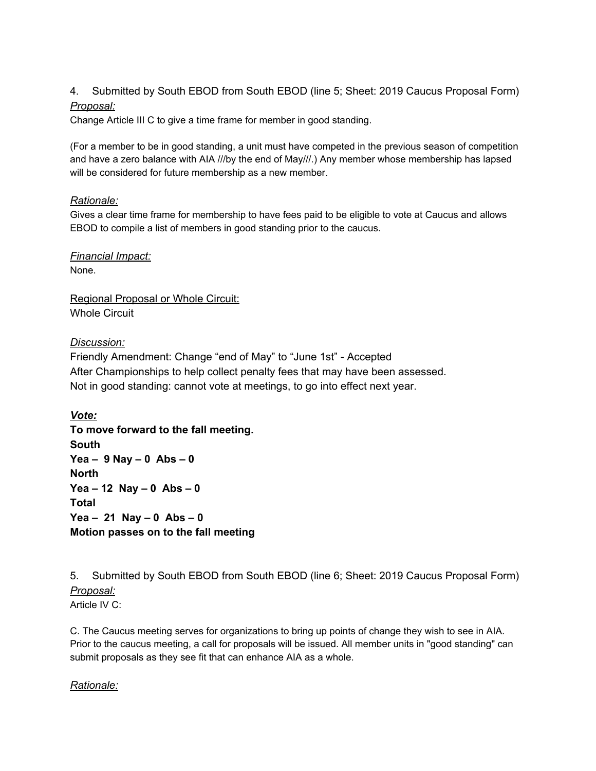4. Submitted by South EBOD from South EBOD (line 5; Sheet: 2019 Caucus Proposal Form)

*Proposal:*

Change Article III C to give a time frame for member in good standing.

(For a member to be in good standing, a unit must have competed in the previous season of competition and have a zero balance with AIA ///by the end of May///.) Any member whose membership has lapsed will be considered for future membership as a new member.

*Rationale:*

Gives a clear time frame for membership to have fees paid to be eligible to vote at Caucus and allows EBOD to compile a list of members in good standing prior to the caucus.

*Financial Impact:*

None.

Regional Proposal or Whole Circuit:

Whole Circuit

*Discussion:*

Friendly Amendment: Change "end of May" to "June 1st" - Accepted

After Championships to help collect penalty fees that may have been assessed.

Not in good standing: cannot vote at meetings, to go into effect next year.

***Vote:***

**To move forward to the fall meeting.**

**South**

**Yea – 9 Nay – 0 Abs – 0**

**North**

**Yea – 12 Nay – 0 Abs – 0**

**Total**

**Yea – 21 Nay – 0 Abs – 0**

**Motion passes on to the fall meeting**

5. Submitted by South EBOD from South EBOD (line 6; Sheet: 2019 Caucus Proposal Form)

*Proposal:*

Article IV C:

C. The Caucus meeting serves for organizations to bring up points of change they wish to see in AIA. Prior to the caucus meeting, a call for proposals will be issued. All member units in "good standing" can submit proposals as they see fit that can enhance AIA as a whole.

*Rationale:*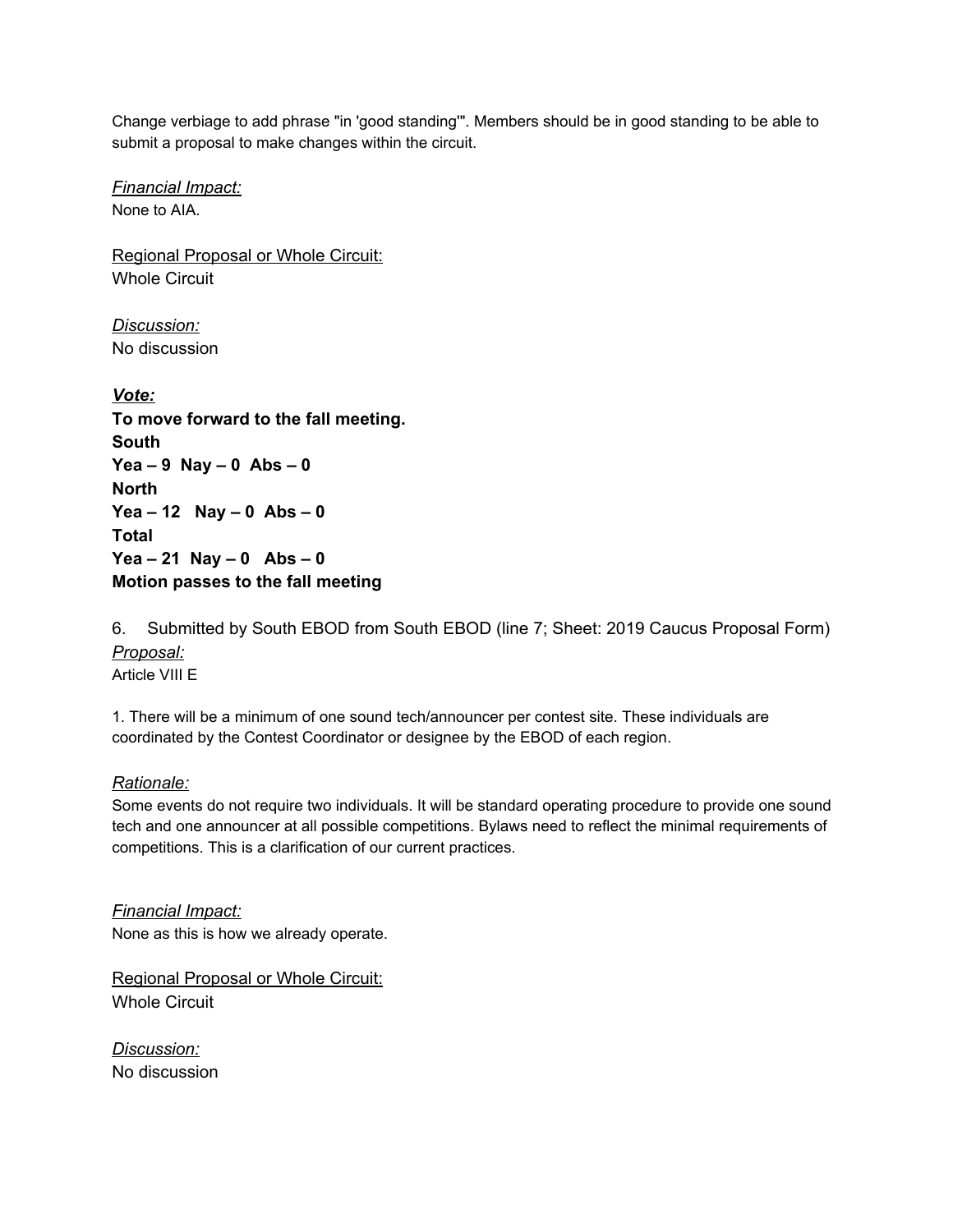Change verbiage to add phrase "in 'good standing'". Members should be in good standing to be able to submit a proposal to make changes within the circuit.

*Financial Impact:*
None to AIA.

Regional Proposal or Whole Circuit:
Whole Circuit

*Discussion:*
No discussion

***Vote:***
**To move forward to the fall meeting.**
**South**
**Yea – 9 Nay – 0 Abs – 0**
**North**
**Yea – 12 Nay – 0 Abs – 0**
**Total**
**Yea – 21 Nay – 0 Abs – 0**
**Motion passes to the fall meeting**

6. Submitted by South EBOD from South EBOD (line 7; Sheet: 2019 Caucus Proposal Form)
*Proposal:*
Article VIII E

1. There will be a minimum of one sound tech/announcer per contest site. These individuals are coordinated by the Contest Coordinator or designee by the EBOD of each region.

*Rationale:*
Some events do not require two individuals. It will be standard operating procedure to provide one sound tech and one announcer at all possible competitions. Bylaws need to reflect the minimal requirements of competitions. This is a clarification of our current practices.

*Financial Impact:*
None as this is how we already operate.

Regional Proposal or Whole Circuit:
Whole Circuit

*Discussion:*
No discussion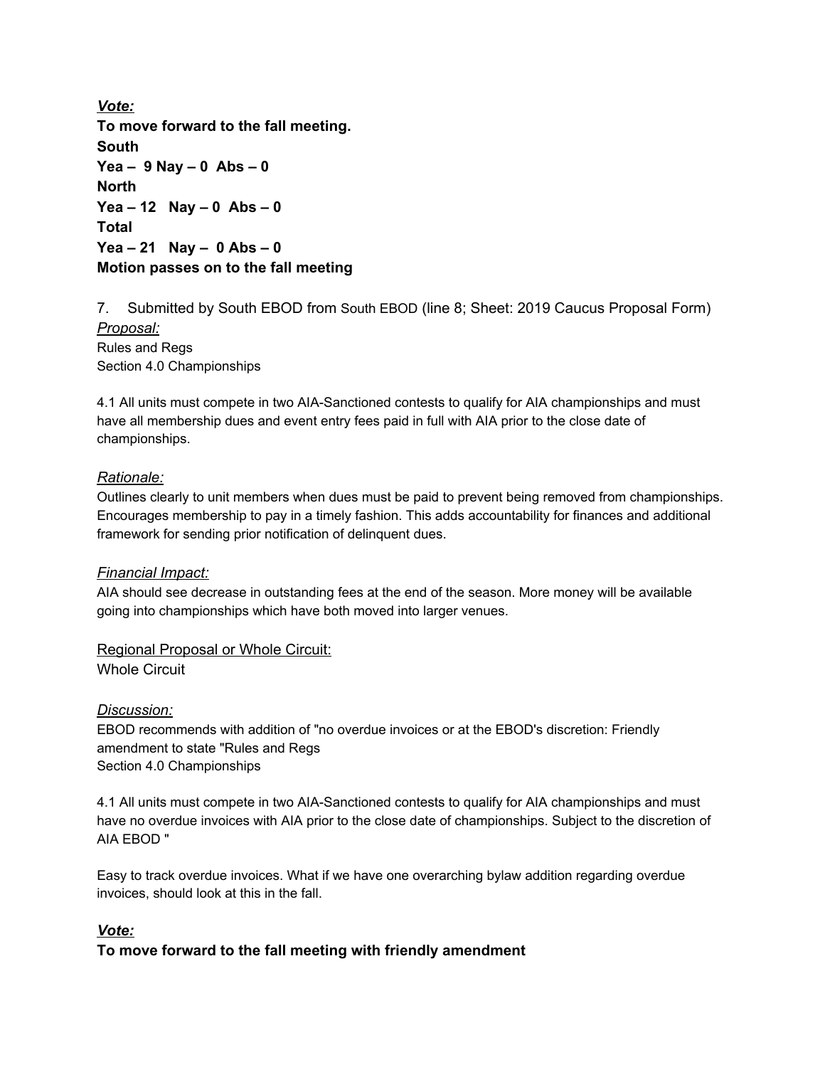***Vote:***

**To move forward to the fall meeting.**
**South**
**Yea – 9 Nay – 0 Abs – 0**
**North**
**Yea – 12 Nay – 0 Abs – 0**
**Total**
**Yea – 21 Nay – 0 Abs – 0**
**Motion passes on to the fall meeting**

7. Submitted by South EBOD from South EBOD (line 8; Sheet: 2019 Caucus Proposal Form)

*Proposal:*

Rules and Regs
Section 4.0 Championships

4.1 All units must compete in two AIA-Sanctioned contests to qualify for AIA championships and must have all membership dues and event entry fees paid in full with AIA prior to the close date of championships.

*Rationale:*

Outlines clearly to unit members when dues must be paid to prevent being removed from championships. Encourages membership to pay in a timely fashion. This adds accountability for finances and additional framework for sending prior notification of delinquent dues.

*Financial Impact:*

AIA should see decrease in outstanding fees at the end of the season. More money will be available going into championships which have both moved into larger venues.

Regional Proposal or Whole Circuit:
Whole Circuit

*Discussion:*

EBOD recommends with addition of "no overdue invoices or at the EBOD's discretion: Friendly amendment to state "Rules and Regs
Section 4.0 Championships

4.1 All units must compete in two AIA-Sanctioned contests to qualify for AIA championships and must have no overdue invoices with AIA prior to the close date of championships. Subject to the discretion of AIA EBOD "

Easy to track overdue invoices. What if we have one overarching bylaw addition regarding overdue invoices, should look at this in the fall.

***Vote:***

**To move forward to the fall meeting with friendly amendment**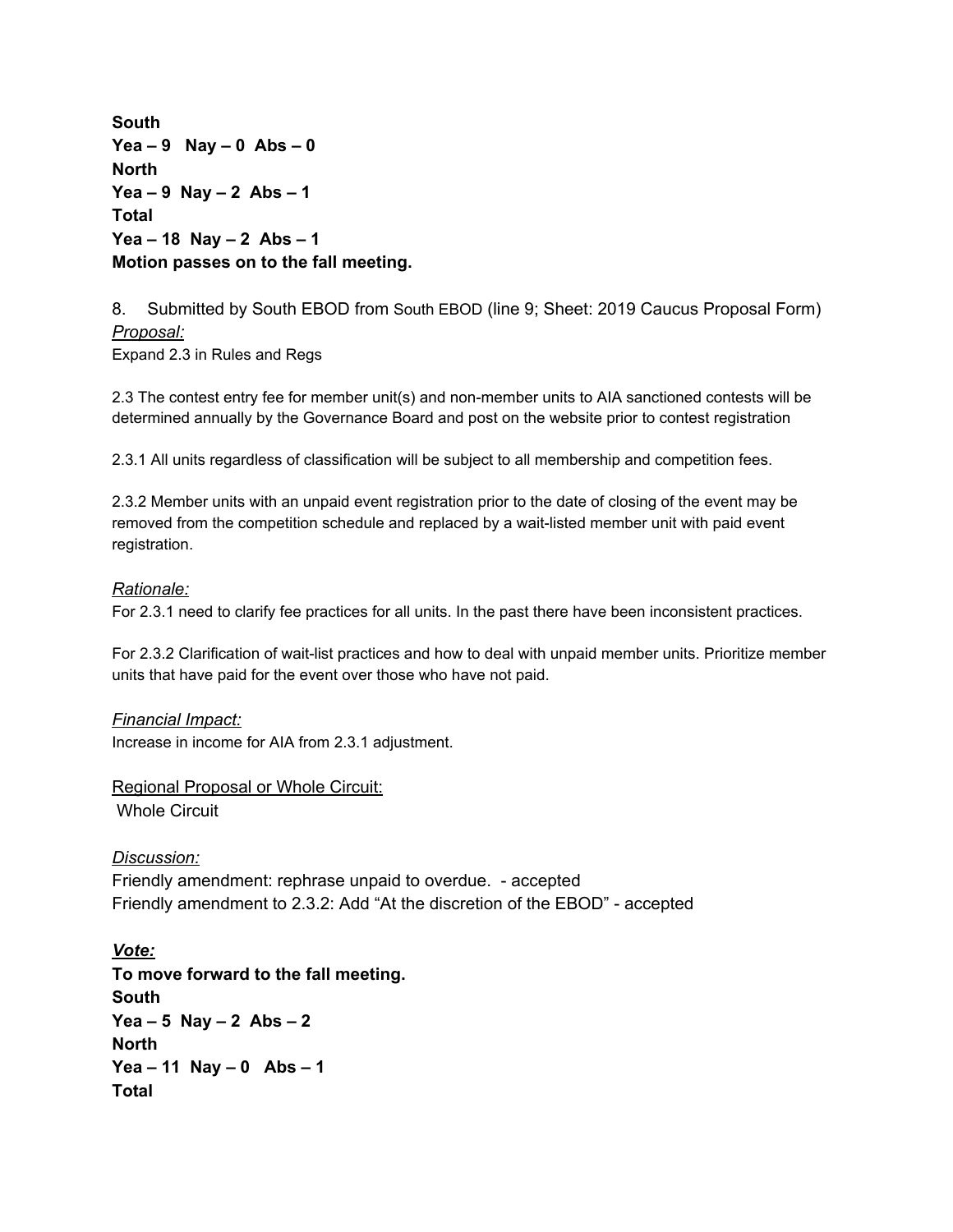**South**
**Yea – 9   Nay – 0  Abs – 0**
**North**
**Yea – 9  Nay – 2  Abs – 1**
**Total**
**Yea – 18  Nay – 2  Abs – 1**
**Motion passes on to the fall meeting.**

8. Submitted by South EBOD from South EBOD (line 9; Sheet: 2019 Caucus Proposal Form)

*Proposal:*

Expand 2.3 in Rules and Regs

2.3 The contest entry fee for member unit(s) and non-member units to AIA sanctioned contests will be determined annually by the Governance Board and post on the website prior to contest registration

2.3.1 All units regardless of classification will be subject to all membership and competition fees.

2.3.2 Member units with an unpaid event registration prior to the date of closing of the event may be removed from the competition schedule and replaced by a wait-listed member unit with paid event registration.

*Rationale:*

For 2.3.1 need to clarify fee practices for all units. In the past there have been inconsistent practices.

For 2.3.2 Clarification of wait-list practices and how to deal with unpaid member units. Prioritize member units that have paid for the event over those who have not paid.

*Financial Impact:*

Increase in income for AIA from 2.3.1 adjustment.

Regional Proposal or Whole Circuit:

Whole Circuit

*Discussion:*

Friendly amendment: rephrase unpaid to overdue. - accepted
Friendly amendment to 2.3.2: Add "At the discretion of the EBOD" - accepted

***Vote:***

**To move forward to the fall meeting.**
**South**
**Yea – 5  Nay – 2  Abs – 2**
**North**
**Yea – 11  Nay – 0   Abs – 1**
**Total**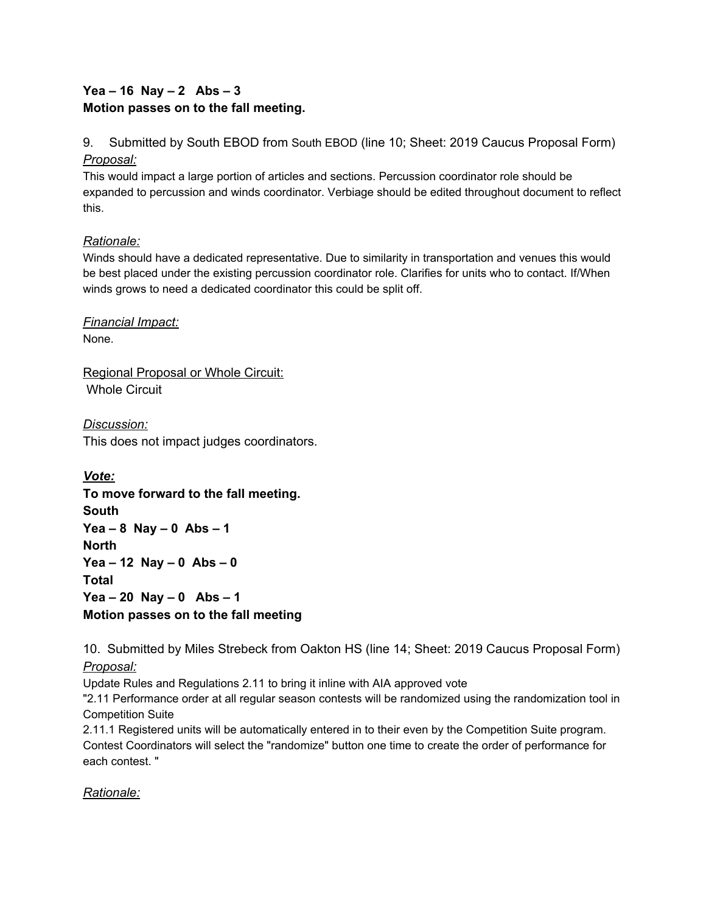**Yea – 16  Nay – 2   Abs – 3**
**Motion passes on to the fall meeting.**

9.    Submitted by South EBOD from South EBOD (line 10; Sheet: 2019 Caucus Proposal Form)
*Proposal:*
This would impact a large portion of articles and sections. Percussion coordinator role should be expanded to percussion and winds coordinator. Verbiage should be edited throughout document to reflect this.

*Rationale:*
Winds should have a dedicated representative. Due to similarity in transportation and venues this would be best placed under the existing percussion coordinator role. Clarifies for units who to contact. If/When winds grows to need a dedicated coordinator this could be split off.

*Financial Impact:*
None.

Regional Proposal or Whole Circuit:
Whole Circuit

*Discussion:*
This does not impact judges coordinators.

***Vote:***
**To move forward to the fall meeting.**
**South**
**Yea – 8  Nay – 0  Abs – 1**
**North**
**Yea – 12  Nay – 0  Abs – 0**
**Total**
**Yea – 20  Nay – 0   Abs – 1**
**Motion passes on to the fall meeting**

10.  Submitted by Miles Strebeck from Oakton HS (line 14; Sheet: 2019 Caucus Proposal Form)
*Proposal:*
Update Rules and Regulations 2.11 to bring it inline with AIA approved vote
"2.11 Performance order at all regular season contests will be randomized using the randomization tool in Competition Suite
2.11.1 Registered units will be automatically entered in to their even by the Competition Suite program. Contest Coordinators will select the "randomize" button one time to create the order of performance for each contest. "

*Rationale:*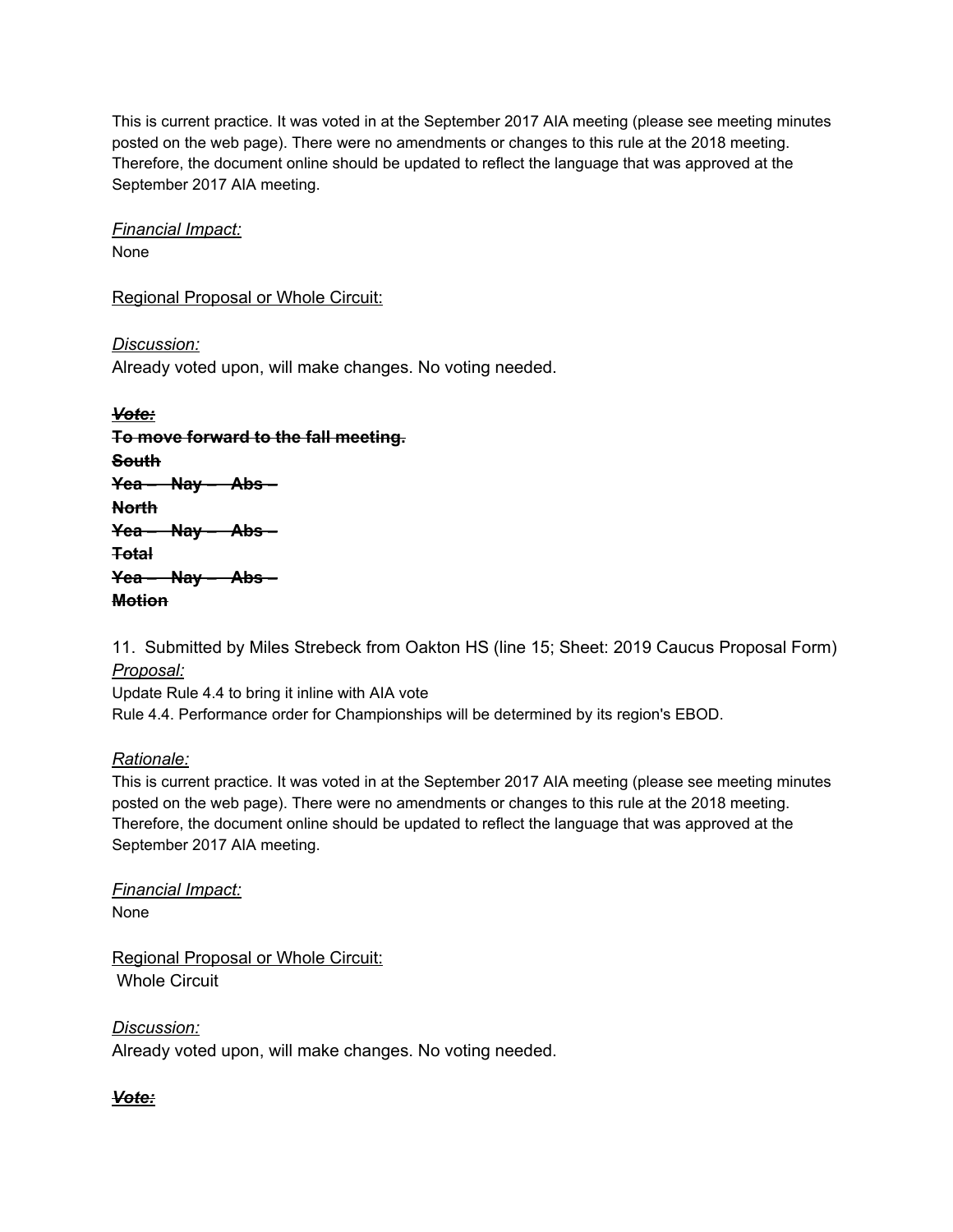This is current practice. It was voted in at the September 2017 AIA meeting (please see meeting minutes posted on the web page). There were no amendments or changes to this rule at the 2018 meeting. Therefore, the document online should be updated to reflect the language that was approved at the September 2017 AIA meeting.

*Financial Impact:*
None

Regional Proposal or Whole Circuit:

*Discussion:*
Already voted upon, will make changes. No voting needed.

~~***Vote:***~~
~~**To move forward to the fall meeting.**~~
~~**South**~~
~~**Yea – Nay – Abs –**~~
~~**North**~~
~~**Yea – Nay – Abs –**~~
~~**Total**~~
~~**Yea – Nay – Abs –**~~
~~**Motion**~~

11. Submitted by Miles Strebeck from Oakton HS (line 15; Sheet: 2019 Caucus Proposal Form)
*Proposal:*
Update Rule 4.4 to bring it inline with AIA vote
Rule 4.4. Performance order for Championships will be determined by its region's EBOD.

*Rationale:*
This is current practice. It was voted in at the September 2017 AIA meeting (please see meeting minutes posted on the web page). There were no amendments or changes to this rule at the 2018 meeting. Therefore, the document online should be updated to reflect the language that was approved at the September 2017 AIA meeting.

*Financial Impact:*
None

Regional Proposal or Whole Circuit:
Whole Circuit

*Discussion:*
Already voted upon, will make changes. No voting needed.

~~***Vote:***~~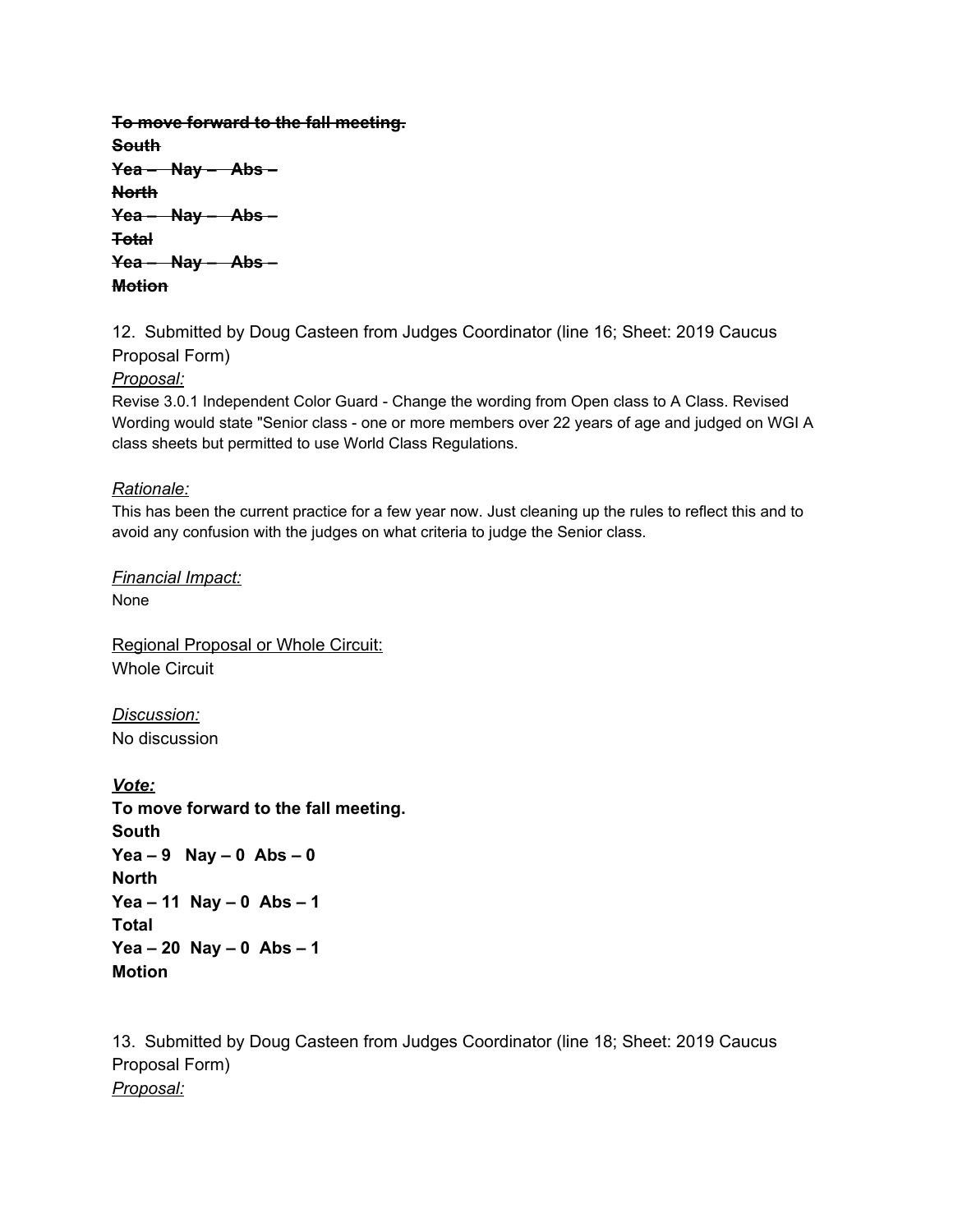~~**To move forward to the fall meeting.**~~
~~**South**~~
~~**Yea – Nay – Abs –**~~
~~**North**~~
~~**Yea – Nay – Abs –**~~
~~**Total**~~
~~**Yea – Nay – Abs –**~~
~~**Motion**~~

12. Submitted by Doug Casteen from Judges Coordinator (line 16; Sheet: 2019 Caucus Proposal Form)

*Proposal:*

Revise 3.0.1 Independent Color Guard - Change the wording from Open class to A Class. Revised Wording would state "Senior class - one or more members over 22 years of age and judged on WGI A class sheets but permitted to use World Class Regulations.

*Rationale:*

This has been the current practice for a few year now. Just cleaning up the rules to reflect this and to avoid any confusion with the judges on what criteria to judge the Senior class.

*Financial Impact:*

None

Regional Proposal or Whole Circuit:

Whole Circuit

*Discussion:*

No discussion

***Vote:***

**To move forward to the fall meeting.**
**South**
**Yea – 9 Nay – 0 Abs – 0**
**North**
**Yea – 11 Nay – 0 Abs – 1**
**Total**
**Yea – 20 Nay – 0 Abs – 1**
**Motion**

13. Submitted by Doug Casteen from Judges Coordinator (line 18; Sheet: 2019 Caucus Proposal Form)

*Proposal:*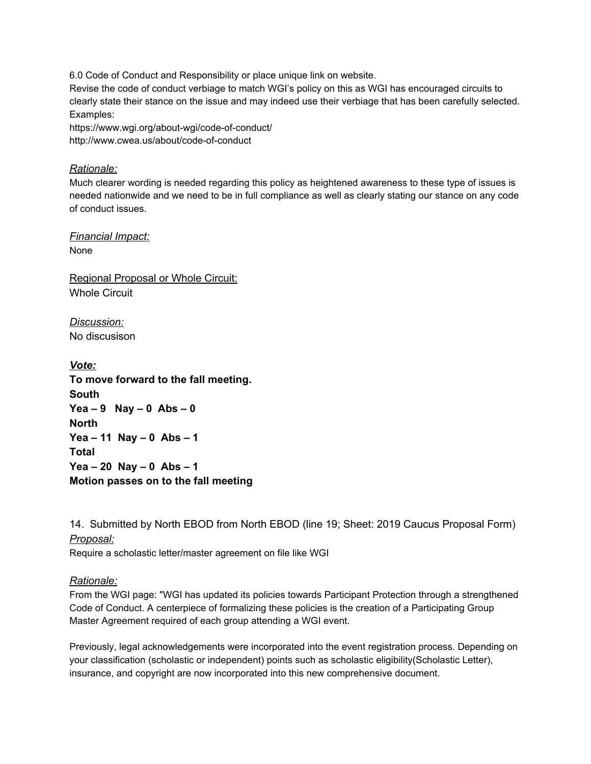6.0 Code of Conduct and Responsibility or place unique link on website.
Revise the code of conduct verbiage to match WGI's policy on this as WGI has encouraged circuits to clearly state their stance on the issue and may indeed use their verbiage that has been carefully selected.
Examples:
https://www.wgi.org/about-wgi/code-of-conduct/
http://www.cwea.us/about/code-of-conduct

*Rationale:*
Much clearer wording is needed regarding this policy as heightened awareness to these type of issues is needed nationwide and we need to be in full compliance as well as clearly stating our stance on any code of conduct issues.

*Financial Impact:*
None

Regional Proposal or Whole Circuit:
Whole Circuit

*Discussion:*
No discusison

***Vote:***
**To move forward to the fall meeting.**
**South**
**Yea – 9 Nay – 0 Abs – 0**
**North**
**Yea – 11 Nay – 0 Abs – 1**
**Total**
**Yea – 20 Nay – 0 Abs – 1**
**Motion passes on to the fall meeting**

14. Submitted by North EBOD from North EBOD (line 19; Sheet: 2019 Caucus Proposal Form)
*Proposal:*
Require a scholastic letter/master agreement on file like WGI

*Rationale:*
From the WGI page: "WGI has updated its policies towards Participant Protection through a strengthened Code of Conduct. A centerpiece of formalizing these policies is the creation of a Participating Group Master Agreement required of each group attending a WGI event.

Previously, legal acknowledgements were incorporated into the event registration process. Depending on your classification (scholastic or independent) points such as scholastic eligibility(Scholastic Letter), insurance, and copyright are now incorporated into this new comprehensive document.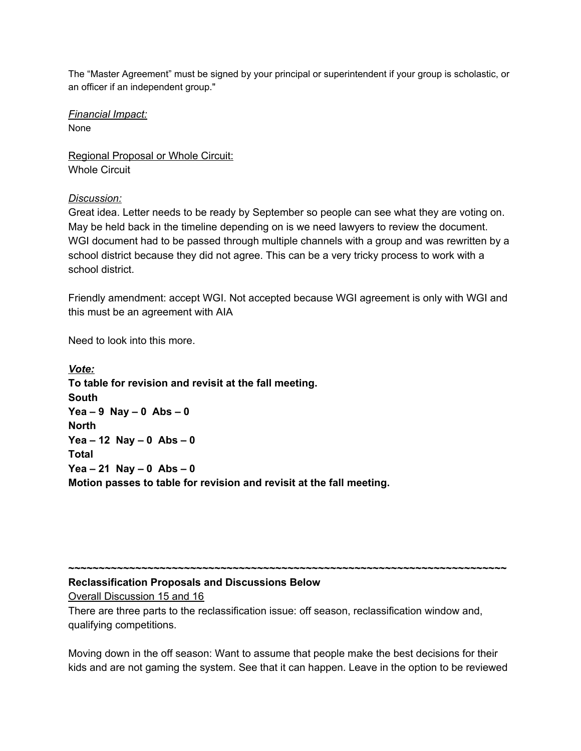The “Master Agreement” must be signed by your principal or superintendent if your group is scholastic, or an officer if an independent group."

*Financial Impact:*
None

Regional Proposal or Whole Circuit:
Whole Circuit

*Discussion:*
Great idea. Letter needs to be ready by September so people can see what they are voting on. May be held back in the timeline depending on is we need lawyers to review the document. WGI document had to be passed through multiple channels with a group and was rewritten by a school district because they did not agree. This can be a very tricky process to work with a school district.

Friendly amendment: accept WGI. Not accepted because WGI agreement is only with WGI and this must be an agreement with AIA

Need to look into this more.

***Vote:***
**To table for revision and revisit at the fall meeting.**
**South**
**Yea – 9  Nay – 0  Abs – 0**
**North**
**Yea – 12  Nay – 0  Abs – 0**
**Total**
**Yea – 21  Nay – 0  Abs – 0**
**Motion passes to table for revision and revisit at the fall meeting.**

**~~~~~~~~~~~~~~~~~~~~~~~~~~~~~~~~~~~~~~~~~~~~~~~~~~~~~~~~~~~~~~~~~~~~~~~~~~~~~~**

**Reclassification Proposals and Discussions Below**

Overall Discussion 15 and 16

There are three parts to the reclassification issue: off season, reclassification window and, qualifying competitions.

Moving down in the off season: Want to assume that people make the best decisions for their kids and are not gaming the system. See that it can happen. Leave in the option to be reviewed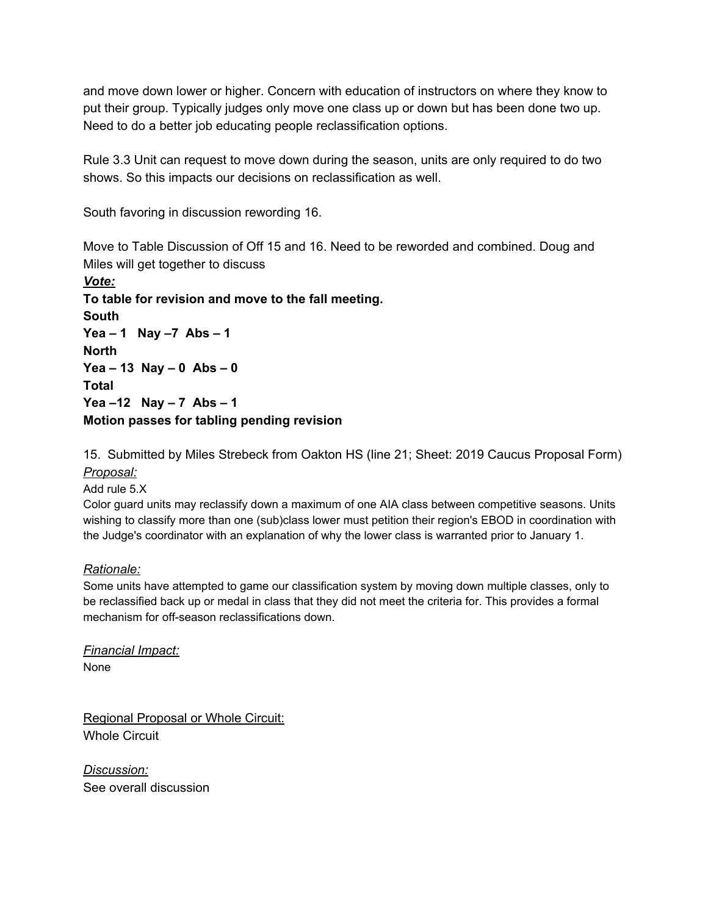and move down lower or higher. Concern with education of instructors on where they know to put their group. Typically judges only move one class up or down but has been done two up. Need to do a better job educating people reclassification options.

Rule 3.3 Unit can request to move down during the season, units are only required to do two shows. So this impacts our decisions on reclassification as well.

South favoring in discussion rewording 16.

Move to Table Discussion of Off 15 and 16. Need to be reworded and combined. Doug and Miles will get together to discuss

***Vote:***

**To table for revision and move to the fall meeting.**

**South**

**Yea – 1   Nay –7  Abs – 1**

**North**

**Yea – 13  Nay – 0  Abs – 0**

**Total**

**Yea –12   Nay – 7  Abs – 1**

**Motion passes for tabling pending revision**

15. Submitted by Miles Strebeck from Oakton HS (line 21; Sheet: 2019 Caucus Proposal Form)

*Proposal:*

Add rule 5.X

Color guard units may reclassify down a maximum of one AIA class between competitive seasons. Units wishing to classify more than one (sub)class lower must petition their region's EBOD in coordination with the Judge's coordinator with an explanation of why the lower class is warranted prior to January 1.

*Rationale:*

Some units have attempted to game our classification system by moving down multiple classes, only to be reclassified back up or medal in class that they did not meet the criteria for. This provides a formal mechanism for off-season reclassifications down.

*Financial Impact:*

None

Regional Proposal or Whole Circuit:

Whole Circuit

*Discussion:*

See overall discussion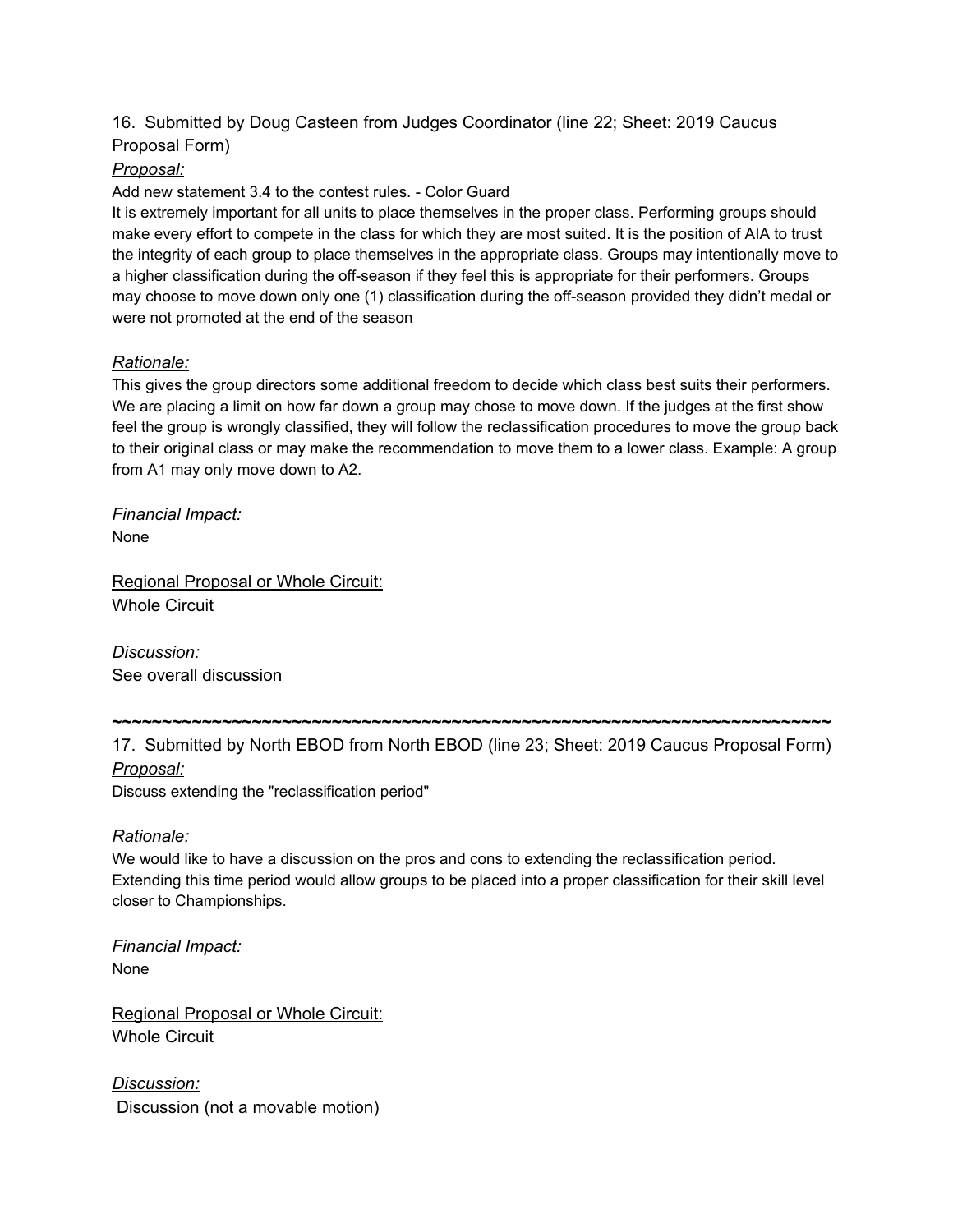16. Submitted by Doug Casteen from Judges Coordinator (line 22; Sheet: 2019 Caucus Proposal Form)

*Proposal:*

Add new statement 3.4 to the contest rules. - Color Guard

It is extremely important for all units to place themselves in the proper class. Performing groups should make every effort to compete in the class for which they are most suited. It is the position of AIA to trust the integrity of each group to place themselves in the appropriate class. Groups may intentionally move to a higher classification during the off-season if they feel this is appropriate for their performers. Groups may choose to move down only one (1) classification during the off-season provided they didn't medal or were not promoted at the end of the season

*Rationale:*

This gives the group directors some additional freedom to decide which class best suits their performers. We are placing a limit on how far down a group may chose to move down. If the judges at the first show feel the group is wrongly classified, they will follow the reclassification procedures to move the group back to their original class or may make the recommendation to move them to a lower class. Example: A group from A1 may only move down to A2.

*Financial Impact:*

None

Regional Proposal or Whole Circuit:

Whole Circuit

*Discussion:*

See overall discussion

~~~~~~~~~~~~~~~~~~~~~~~~~~~~~~~~~~~~~~~~~~~~~~~~~~~~~~~~~~~~~~~~~~~~~~~~~~

17. Submitted by North EBOD from North EBOD (line 23; Sheet: 2019 Caucus Proposal Form)

*Proposal:*

Discuss extending the "reclassification period"

*Rationale:*

We would like to have a discussion on the pros and cons to extending the reclassification period. Extending this time period would allow groups to be placed into a proper classification for their skill level closer to Championships.

*Financial Impact:*

None

Regional Proposal or Whole Circuit:

Whole Circuit

*Discussion:*

Discussion (not a movable motion)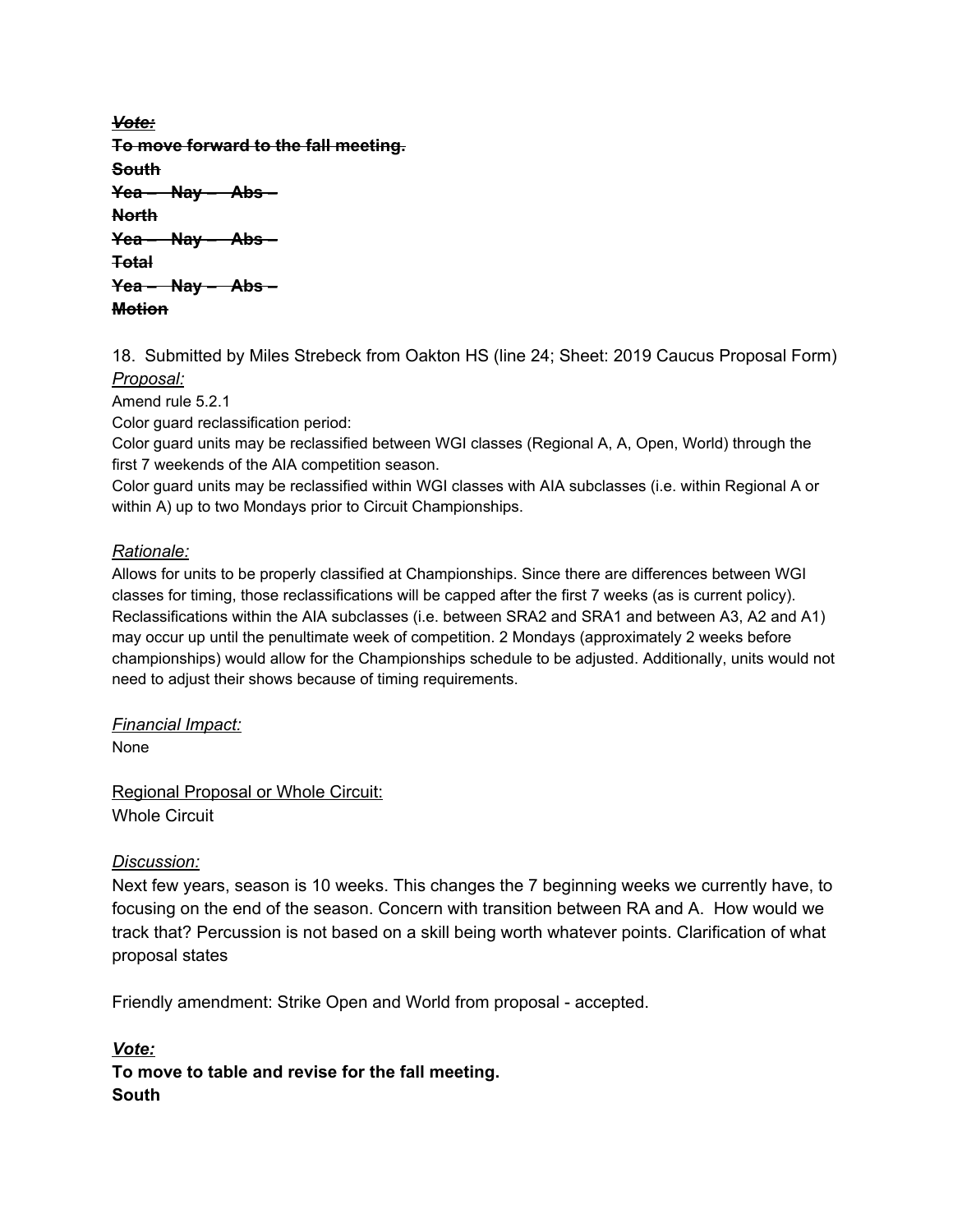~~***Vote:***~~
~~**To move forward to the fall meeting.**~~
~~**South**~~
~~**Yea – Nay – Abs –**~~
~~**North**~~
~~**Yea – Nay – Abs –**~~
~~**Total**~~
~~**Yea – Nay – Abs –**~~
~~**Motion**~~

18. Submitted by Miles Strebeck from Oakton HS (line 24; Sheet: 2019 Caucus Proposal Form)

*Proposal:*

Amend rule 5.2.1

Color guard reclassification period:

Color guard units may be reclassified between WGI classes (Regional A, A, Open, World) through the first 7 weekends of the AIA competition season.

Color guard units may be reclassified within WGI classes with AIA subclasses (i.e. within Regional A or within A) up to two Mondays prior to Circuit Championships.

*Rationale:*

Allows for units to be properly classified at Championships. Since there are differences between WGI classes for timing, those reclassifications will be capped after the first 7 weeks (as is current policy). Reclassifications within the AIA subclasses (i.e. between SRA2 and SRA1 and between A3, A2 and A1) may occur up until the penultimate week of competition. 2 Mondays (approximately 2 weeks before championships) would allow for the Championships schedule to be adjusted. Additionally, units would not need to adjust their shows because of timing requirements.

*Financial Impact:*

None

Regional Proposal or Whole Circuit:

Whole Circuit

*Discussion:*

Next few years, season is 10 weeks. This changes the 7 beginning weeks we currently have, to focusing on the end of the season. Concern with transition between RA and A. How would we track that? Percussion is not based on a skill being worth whatever points. Clarification of what proposal states

Friendly amendment: Strike Open and World from proposal - accepted.

***Vote:***

**To move to table and revise for the fall meeting.**

**South**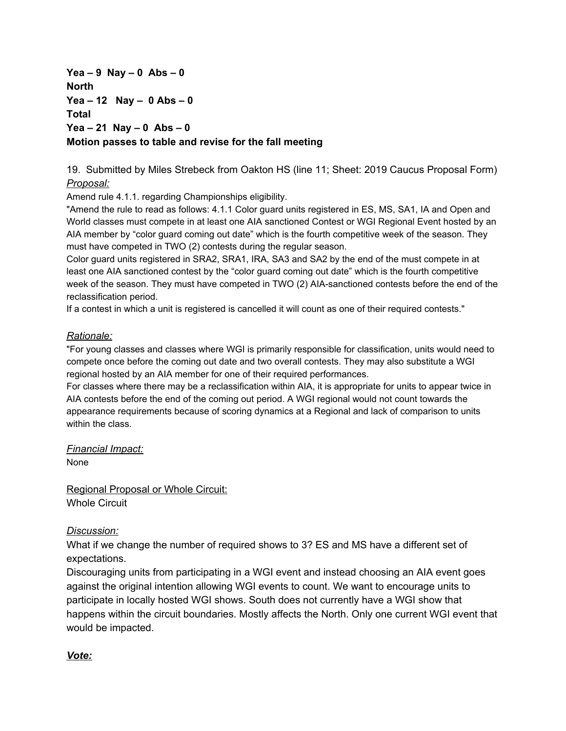**Yea – 9  Nay – 0  Abs – 0**
**North**
**Yea – 12   Nay –  0 Abs – 0**
**Total**
**Yea – 21  Nay – 0  Abs – 0**
**Motion passes to table and revise for the fall meeting**

19. Submitted by Miles Strebeck from Oakton HS (line 11; Sheet: 2019 Caucus Proposal Form)

*Proposal:*

Amend rule 4.1.1. regarding Championships eligibility.

"Amend the rule to read as follows: 4.1.1 Color guard units registered in ES, MS, SA1, IA and Open and World classes must compete in at least one AIA sanctioned Contest or WGI Regional Event hosted by an AIA member by "color guard coming out date" which is the fourth competitive week of the season. They must have competed in TWO (2) contests during the regular season.

Color guard units registered in SRA2, SRA1, IRA, SA3 and SA2 by the end of the must compete in at least one AIA sanctioned contest by the "color guard coming out date" which is the fourth competitive week of the season. They must have competed in TWO (2) AIA-sanctioned contests before the end of the reclassification period.

If a contest in which a unit is registered is cancelled it will count as one of their required contests."

*Rationale:*

"For young classes and classes where WGI is primarily responsible for classification, units would need to compete once before the coming out date and two overall contests. They may also substitute a WGI regional hosted by an AIA member for one of their required performances.

For classes where there may be a reclassification within AIA, it is appropriate for units to appear twice in AIA contests before the end of the coming out period. A WGI regional would not count towards the appearance requirements because of scoring dynamics at a Regional and lack of comparison to units within the class.

*Financial Impact:*

None

Regional Proposal or Whole Circuit:

Whole Circuit

*Discussion:*

What if we change the number of required shows to 3? ES and MS have a different set of expectations.

Discouraging units from participating in a WGI event and instead choosing an AIA event goes against the original intention allowing WGI events to count. We want to encourage units to participate in locally hosted WGI shows. South does not currently have a WGI show that happens within the circuit boundaries. Mostly affects the North. Only one current WGI event that would be impacted.

***Vote:***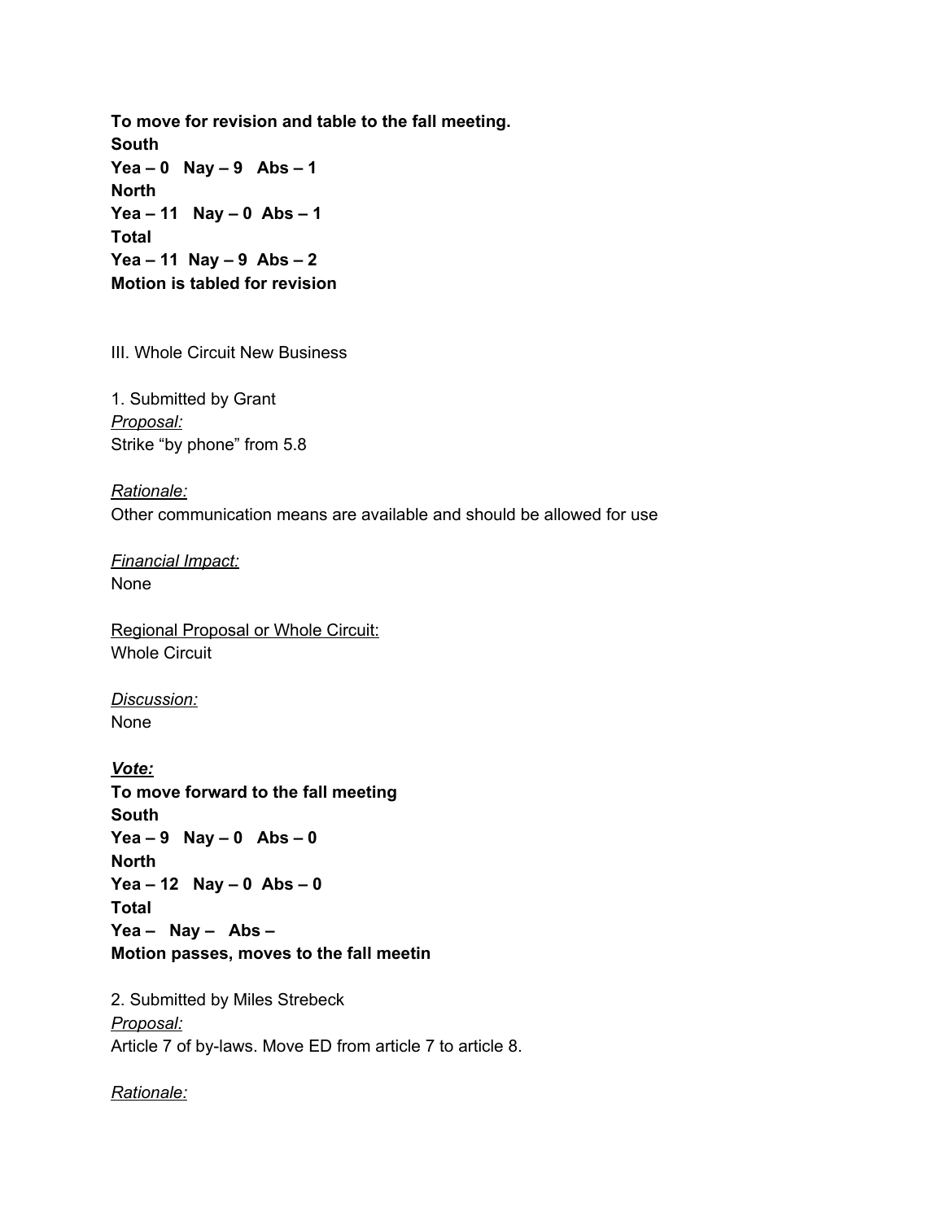**To move for revision and table to the fall meeting.**
**South**
**Yea – 0   Nay – 9   Abs – 1**
**North**
**Yea – 11   Nay – 0  Abs – 1**
**Total**
**Yea – 11  Nay – 9  Abs – 2**
**Motion is tabled for revision**

III. Whole Circuit New Business

1. Submitted by Grant
*Proposal:*
Strike "by phone" from 5.8

*Rationale:*
Other communication means are available and should be allowed for use

*Financial Impact:*
None

Regional Proposal or Whole Circuit:
Whole Circuit

*Discussion:*
None

***Vote:***
**To move forward to the fall meeting**
**South**
**Yea – 9   Nay – 0   Abs – 0**
**North**
**Yea – 12   Nay – 0  Abs – 0**
**Total**
**Yea –   Nay –   Abs –**
**Motion passes, moves to the fall meetin**

2. Submitted by Miles Strebeck
*Proposal:*
Article 7 of by-laws. Move ED from article 7 to article 8.

*Rationale:*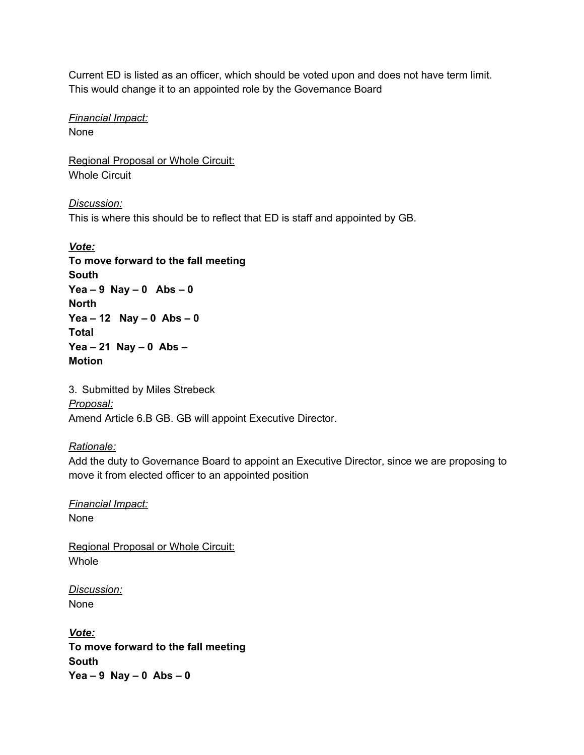Current ED is listed as an officer, which should be voted upon and does not have term limit. This would change it to an appointed role by the Governance Board

*Financial Impact:*
None

Regional Proposal or Whole Circuit:
Whole Circuit

*Discussion:*
This is where this should be to reflect that ED is staff and appointed by GB.

***Vote:***
**To move forward to the fall meeting**
**South**
**Yea – 9  Nay – 0   Abs – 0**
**North**
**Yea – 12   Nay – 0  Abs – 0**
**Total**
**Yea – 21  Nay – 0  Abs –**
**Motion**

3. Submitted by Miles Strebeck
*Proposal:*
Amend Article 6.B GB. GB will appoint Executive Director.

*Rationale:*
Add the duty to Governance Board to appoint an Executive Director, since we are proposing to move it from elected officer to an appointed position

*Financial Impact:*
None

Regional Proposal or Whole Circuit:
Whole

*Discussion:*
None

***Vote:***
**To move forward to the fall meeting**
**South**
**Yea – 9  Nay – 0  Abs – 0**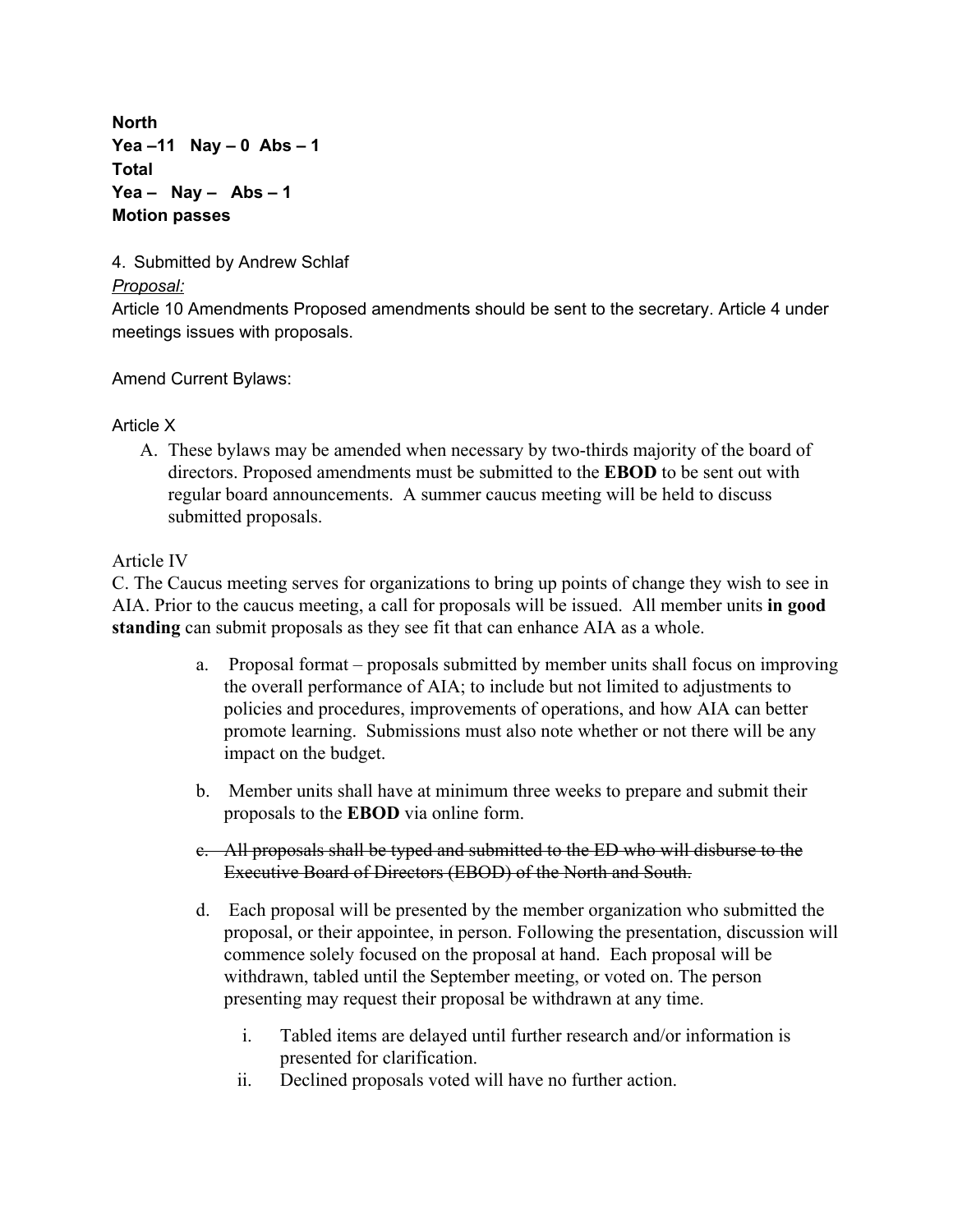**North**
**Yea –11   Nay – 0  Abs – 1**
**Total**
**Yea –   Nay –   Abs – 1**
**Motion passes**

4.  Submitted by Andrew Schlaf

*Proposal:*

Article 10 Amendments Proposed amendments should be sent to the secretary. Article 4 under meetings issues with proposals.

Amend Current Bylaws:

Article X

A. These bylaws may be amended when necessary by two-thirds majority of the board of directors. Proposed amendments must be submitted to the **EBOD** to be sent out with regular board announcements.  A summer caucus meeting will be held to discuss submitted proposals.

Article IV

C. The Caucus meeting serves for organizations to bring up points of change they wish to see in AIA. Prior to the caucus meeting, a call for proposals will be issued.  All member units **in good standing** can submit proposals as they see fit that can enhance AIA as a whole.

a. Proposal format – proposals submitted by member units shall focus on improving the overall performance of AIA; to include but not limited to adjustments to policies and procedures, improvements of operations, and how AIA can better promote learning.  Submissions must also note whether or not there will be any impact on the budget.

b. Member units shall have at minimum three weeks to prepare and submit their proposals to the **EBOD** via online form.

c. ~~All proposals shall be typed and submitted to the ED who will disburse to the Executive Board of Directors (EBOD) of the North and South.~~

d. Each proposal will be presented by the member organization who submitted the proposal, or their appointee, in person. Following the presentation, discussion will commence solely focused on the proposal at hand.  Each proposal will be withdrawn, tabled until the September meeting, or voted on. The person presenting may request their proposal be withdrawn at any time.

   i. Tabled items are delayed until further research and/or information is presented for clarification.
   ii. Declined proposals voted will have no further action.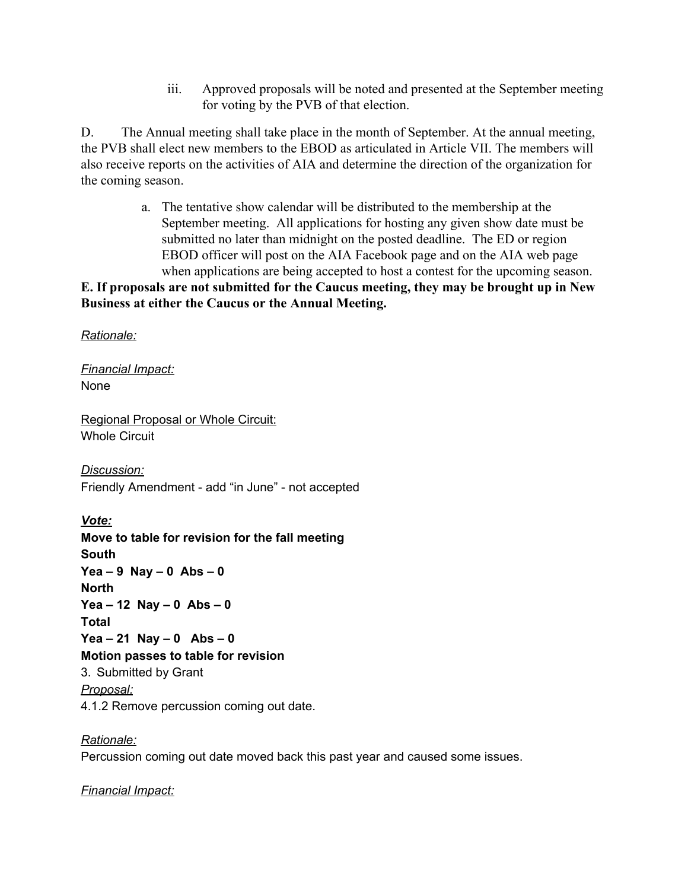iii. Approved proposals will be noted and presented at the September meeting for voting by the PVB of that election.

D. The Annual meeting shall take place in the month of September. At the annual meeting, the PVB shall elect new members to the EBOD as articulated in Article VII. The members will also receive reports on the activities of AIA and determine the direction of the organization for the coming season.

a. The tentative show calendar will be distributed to the membership at the September meeting. All applications for hosting any given show date must be submitted no later than midnight on the posted deadline. The ED or region EBOD officer will post on the AIA Facebook page and on the AIA web page when applications are being accepted to host a contest for the upcoming season.

**E. If proposals are not submitted for the Caucus meeting, they may be brought up in New Business at either the Caucus or the Annual Meeting.**

*Rationale:*

*Financial Impact:*
None

Regional Proposal or Whole Circuit:
Whole Circuit

*Discussion:*
Friendly Amendment - add "in June" - not accepted

***Vote:***
**Move to table for revision for the fall meeting**
**South**
**Yea – 9 Nay – 0 Abs – 0**
**North**
**Yea – 12 Nay – 0 Abs – 0**
**Total**
**Yea – 21 Nay – 0 Abs – 0**
**Motion passes to table for revision**

3. Submitted by Grant

*Proposal:*
4.1.2 Remove percussion coming out date.

*Rationale:*
Percussion coming out date moved back this past year and caused some issues.

*Financial Impact:*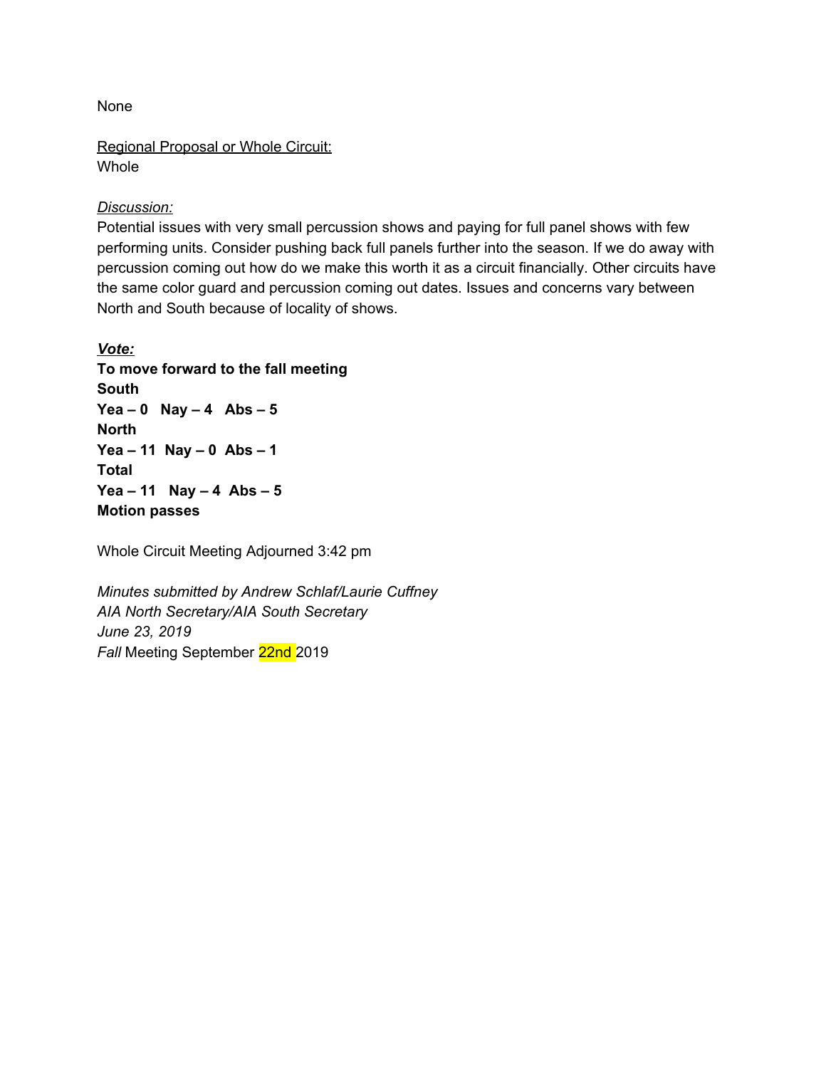None

Regional Proposal or Whole Circuit:
Whole

*Discussion:*
Potential issues with very small percussion shows and paying for full panel shows with few performing units. Consider pushing back full panels further into the season. If we do away with percussion coming out how do we make this worth it as a circuit financially. Other circuits have the same color guard and percussion coming out dates. Issues and concerns vary between North and South because of locality of shows.

***Vote:***
**To move forward to the fall meeting**
**South**
**Yea – 0 Nay – 4 Abs – 5**
**North**
**Yea – 11 Nay – 0 Abs – 1**
**Total**
**Yea – 11 Nay – 4 Abs – 5**
**Motion passes**

Whole Circuit Meeting Adjourned 3:42 pm

*Minutes submitted by Andrew Schlaf/Laurie Cuffney*
*AIA North Secretary/AIA South Secretary*
*June 23, 2019*
*Fall* Meeting September 22nd 2019